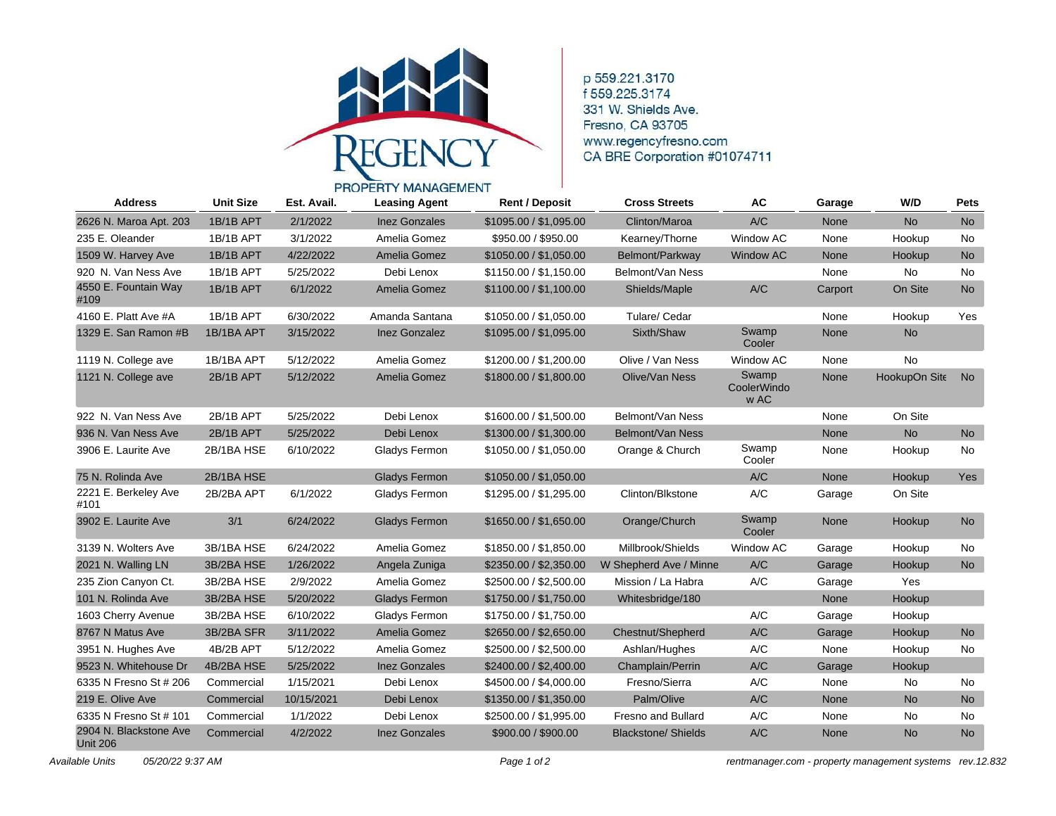REGENCY PROPERTY MANAGEMENT

p 559.221.3170
f 559.225.3174
331 W. Shields Ave.
Fresno, CA 93705
www.regencyfresno.com
CA BRE Corporation #01074711

| Address | Unit Size | Est. Avail. | Leasing Agent | Rent / Deposit | Cross Streets | AC | Garage | W/D | Pets |
|---|---|---|---|---|---|---|---|---|---|
| 2626 N. Maroa Apt. 203 | 1B/1B APT | 2/1/2022 | Inez Gonzales | $1095.00 / $1,095.00 | Clinton/Maroa | A/C | None | No | No |
| 235 E. Oleander | 1B/1B APT | 3/1/2022 | Amelia Gomez | $950.00 / $950.00 | Kearney/Thorne | Window AC | None | Hookup | No |
| 1509 W. Harvey Ave | 1B/1B APT | 4/22/2022 | Amelia Gomez | $1050.00 / $1,050.00 | Belmont/Parkway | Window AC | None | Hookup | No |
| 920 N. Van Ness Ave | 1B/1B APT | 5/25/2022 | Debi Lenox | $1150.00 / $1,150.00 | Belmont/Van Ness | | None | No | No |
| 4550 E. Fountain Way #109 | 1B/1B APT | 6/1/2022 | Amelia Gomez | $1100.00 / $1,100.00 | Shields/Maple | A/C | Carport | On Site | No |
| 4160 E. Platt Ave #A | 1B/1B APT | 6/30/2022 | Amanda Santana | $1050.00 / $1,050.00 | Tulare/ Cedar | | None | Hookup | Yes |
| 1329 E. San Ramon #B | 1B/1BA APT | 3/15/2022 | Inez Gonzalez | $1095.00 / $1,095.00 | Sixth/Shaw | Swamp Cooler | None | No | |
| 1119 N. College ave | 1B/1BA APT | 5/12/2022 | Amelia Gomez | $1200.00 / $1,200.00 | Olive / Van Ness | Window AC | None | No | |
| 1121 N. College ave | 2B/1B APT | 5/12/2022 | Amelia Gomez | $1800.00 / $1,800.00 | Olive/Van Ness | Swamp CoolerWindow AC | None | HookupOn Site | No |
| 922 N. Van Ness Ave | 2B/1B APT | 5/25/2022 | Debi Lenox | $1600.00 / $1,500.00 | Belmont/Van Ness | | None | On Site | |
| 936 N. Van Ness Ave | 2B/1B APT | 5/25/2022 | Debi Lenox | $1300.00 / $1,300.00 | Belmont/Van Ness | | None | No | No |
| 3906 E. Laurite Ave | 2B/1BA HSE | 6/10/2022 | Gladys Fermon | $1050.00 / $1,050.00 | Orange & Church | Swamp Cooler | None | Hookup | No |
| 75 N. Rolinda Ave | 2B/1BA HSE | | Gladys Fermon | $1050.00 / $1,050.00 | | A/C | None | Hookup | Yes |
| 2221 E. Berkeley Ave #101 | 2B/2BA APT | 6/1/2022 | Gladys Fermon | $1295.00 / $1,295.00 | Clinton/Blkstone | A/C | Garage | On Site | |
| 3902 E. Laurite Ave | 3/1 | 6/24/2022 | Gladys Fermon | $1650.00 / $1,650.00 | Orange/Church | Swamp Cooler | None | Hookup | No |
| 3139 N. Wolters Ave | 3B/1BA HSE | 6/24/2022 | Amelia Gomez | $1850.00 / $1,850.00 | Millbrook/Shields | Window AC | Garage | Hookup | No |
| 2021 N. Walling LN | 3B/2BA HSE | 1/26/2022 | Angela Zuniga | $2350.00 / $2,350.00 | W Shepherd Ave / Minne | A/C | Garage | Hookup | No |
| 235 Zion Canyon Ct. | 3B/2BA HSE | 2/9/2022 | Amelia Gomez | $2500.00 / $2,500.00 | Mission / La Habra | A/C | Garage | Yes | |
| 101 N. Rolinda Ave | 3B/2BA HSE | 5/20/2022 | Gladys Fermon | $1750.00 / $1,750.00 | Whitesbridge/180 | | None | Hookup | |
| 1603 Cherry Avenue | 3B/2BA HSE | 6/10/2022 | Gladys Fermon | $1750.00 / $1,750.00 | | A/C | Garage | Hookup | |
| 8767 N Matus Ave | 3B/2BA SFR | 3/11/2022 | Amelia Gomez | $2650.00 / $2,650.00 | Chestnut/Shepherd | A/C | Garage | Hookup | No |
| 3951 N. Hughes Ave | 4B/2B APT | 5/12/2022 | Amelia Gomez | $2500.00 / $2,500.00 | Ashlan/Hughes | A/C | None | Hookup | No |
| 9523 N. Whitehouse Dr | 4B/2BA HSE | 5/25/2022 | Inez Gonzales | $2400.00 / $2,400.00 | Champlain/Perrin | A/C | Garage | Hookup | |
| 6335 N Fresno St # 206 | Commercial | 1/15/2021 | Debi Lenox | $4500.00 / $4,000.00 | Fresno/Sierra | A/C | None | No | No |
| 219 E. Olive Ave | Commercial | 10/15/2021 | Debi Lenox | $1350.00 / $1,350.00 | Palm/Olive | A/C | None | No | No |
| 6335 N Fresno St # 101 | Commercial | 1/1/2022 | Debi Lenox | $2500.00 / $1,995.00 | Fresno and Bullard | A/C | None | No | No |
| 2904 N. Blackstone Ave Unit 206 | Commercial | 4/2/2022 | Inez Gonzales | $900.00 / $900.00 | Blackstone/ Shields | A/C | None | No | No |

*Available Units* *05/20/22 9:37 AM*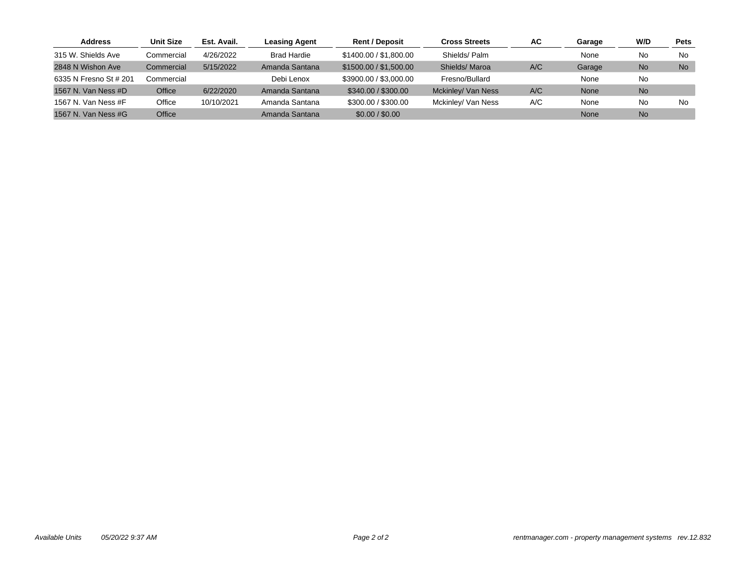| Address | Unit Size | Est. Avail. | Leasing Agent | Rent / Deposit | Cross Streets | AC | Garage | W/D | Pets |
| --- | --- | --- | --- | --- | --- | --- | --- | --- | --- |
| 315 W. Shields Ave | Commercial | 4/26/2022 | Brad Hardie | $1400.00 / $1,800.00 | Shields/ Palm | | None | No | No |
| 2848 N Wishon Ave | Commercial | 5/15/2022 | Amanda Santana | $1500.00 / $1,500.00 | Shields/ Maroa | A/C | Garage | No | No |
| 6335 N Fresno St # 201 | Commercial | | Debi Lenox | $3900.00 / $3,000.00 | Fresno/Bullard | | None | No | |
| 1567 N. Van Ness #D | Office | 6/22/2020 | Amanda Santana | $340.00 / $300.00 | Mckinley/ Van Ness | A/C | None | No | |
| 1567 N. Van Ness #F | Office | 10/10/2021 | Amanda Santana | $300.00 / $300.00 | Mckinley/ Van Ness | A/C | None | No | No |
| 1567 N. Van Ness #G | Office | | Amanda Santana | $0.00 / $0.00 | | | None | No | |